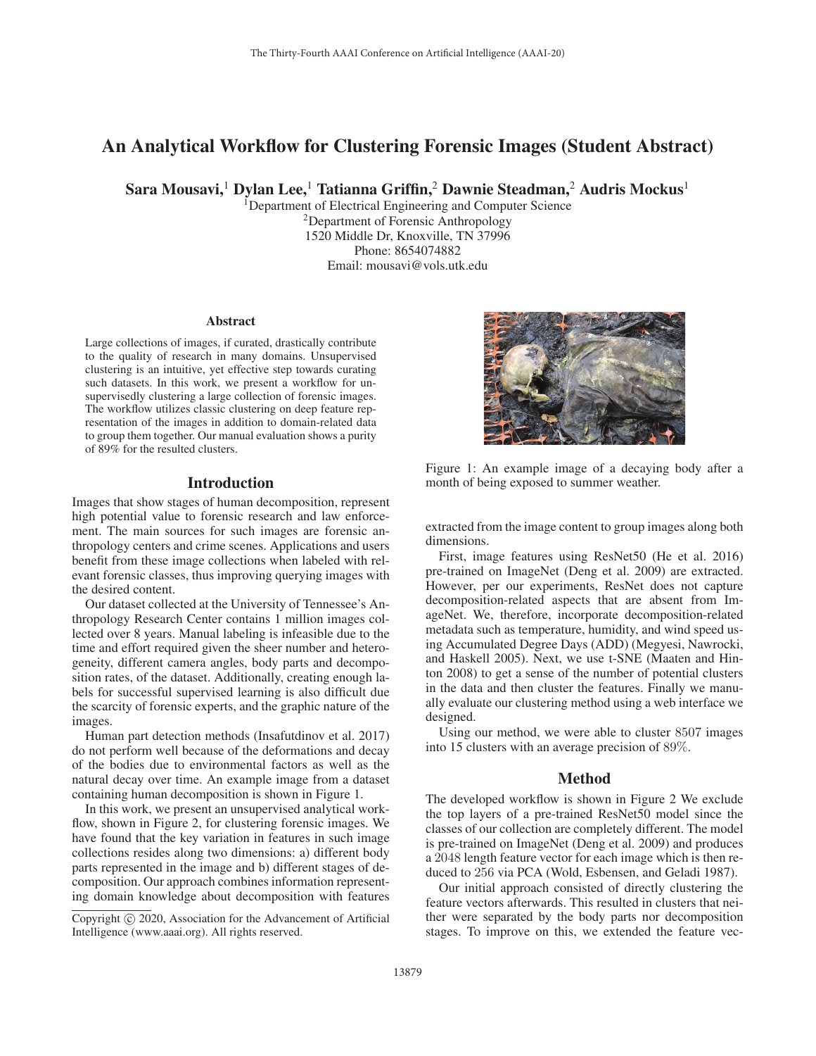# An Analytical Workflow for Clustering Forensic Images (Student Abstract)

**Sara Mousavi,[1] Dylan Lee,[1] Tatianna Griffin,[2] Dawnie Steadman,[2] Audris Mockus[1]**

[1]Department of Electrical Engineering and Computer Science
[2]Department of Forensic Anthropology
1520 Middle Dr, Knoxville, TN 37996
Phone: 8654074882
Email: mousavi@vols.utk.edu

## Abstract

Large collections of images, if curated, drastically contribute to the quality of research in many domains. Unsupervised clustering is an intuitive, yet effective step towards curating such datasets. In this work, we present a workflow for unsupervisedly clustering a large collection of forensic images. The workflow utilizes classic clustering on deep feature representation of the images in addition to domain-related data to group them together. Our manual evaluation shows a purity of 89% for the resulted clusters.

## Introduction

Images that show stages of human decomposition, represent high potential value to forensic research and law enforcement. The main sources for such images are forensic anthropology centers and crime scenes. Applications and users benefit from these image collections when labeled with relevant forensic classes, thus improving querying images with the desired content.

Our dataset collected at the University of Tennessee's Anthropology Research Center contains 1 million images collected over 8 years. Manual labeling is infeasible due to the time and effort required given the sheer number and heterogeneity, different camera angles, body parts and decomposition rates, of the dataset. Additionally, creating enough labels for successful supervised learning is also difficult due the scarcity of forensic experts, and the graphic nature of the images.

Human part detection methods (Insafutdinov et al. 2017) do not perform well because of the deformations and decay of the bodies due to environmental factors as well as the natural decay over time. An example image from a dataset containing human decomposition is shown in Figure 1.

In this work, we present an unsupervised analytical workflow, shown in Figure 2, for clustering forensic images. We have found that the key variation in features in such image collections resides along two dimensions: a) different body parts represented in the image and b) different stages of decomposition. Our approach combines information representing domain knowledge about decomposition with features extracted from the image content to group images along both dimensions.

Figure 1: An example image of a decaying body after a month of being exposed to summer weather.

First, image features using ResNet50 (He et al. 2016) pre-trained on ImageNet (Deng et al. 2009) are extracted. However, per our experiments, ResNet does not capture decomposition-related aspects that are absent from ImageNet. We, therefore, incorporate decomposition-related metadata such as temperature, humidity, and wind speed using Accumulated Degree Days (ADD) (Megyesi, Nawrocki, and Haskell 2005). Next, we use t-SNE (Maaten and Hinton 2008) to get a sense of the number of potential clusters in the data and then cluster the features. Finally we manually evaluate our clustering method using a web interface we designed.

Using our method, we were able to cluster $8507$ images into 15 clusters with an average precision of $89\%$.

## Method

The developed workflow is shown in Figure 2 We exclude the top layers of a pre-trained ResNet50 model since the classes of our collection are completely different. The model is pre-trained on ImageNet (Deng et al. 2009) and produces a $2048$ length feature vector for each image which is then reduced to $256$ via PCA (Wold, Esbensen, and Geladi 1987).

Our initial approach consisted of directly clustering the feature vectors afterwards. This resulted in clusters that neither were separated by the body parts nor decomposition stages. To improve on this, we extended the feature vec-

Copyright © 2020, Association for the Advancement of Artificial Intelligence (www.aaai.org). All rights reserved.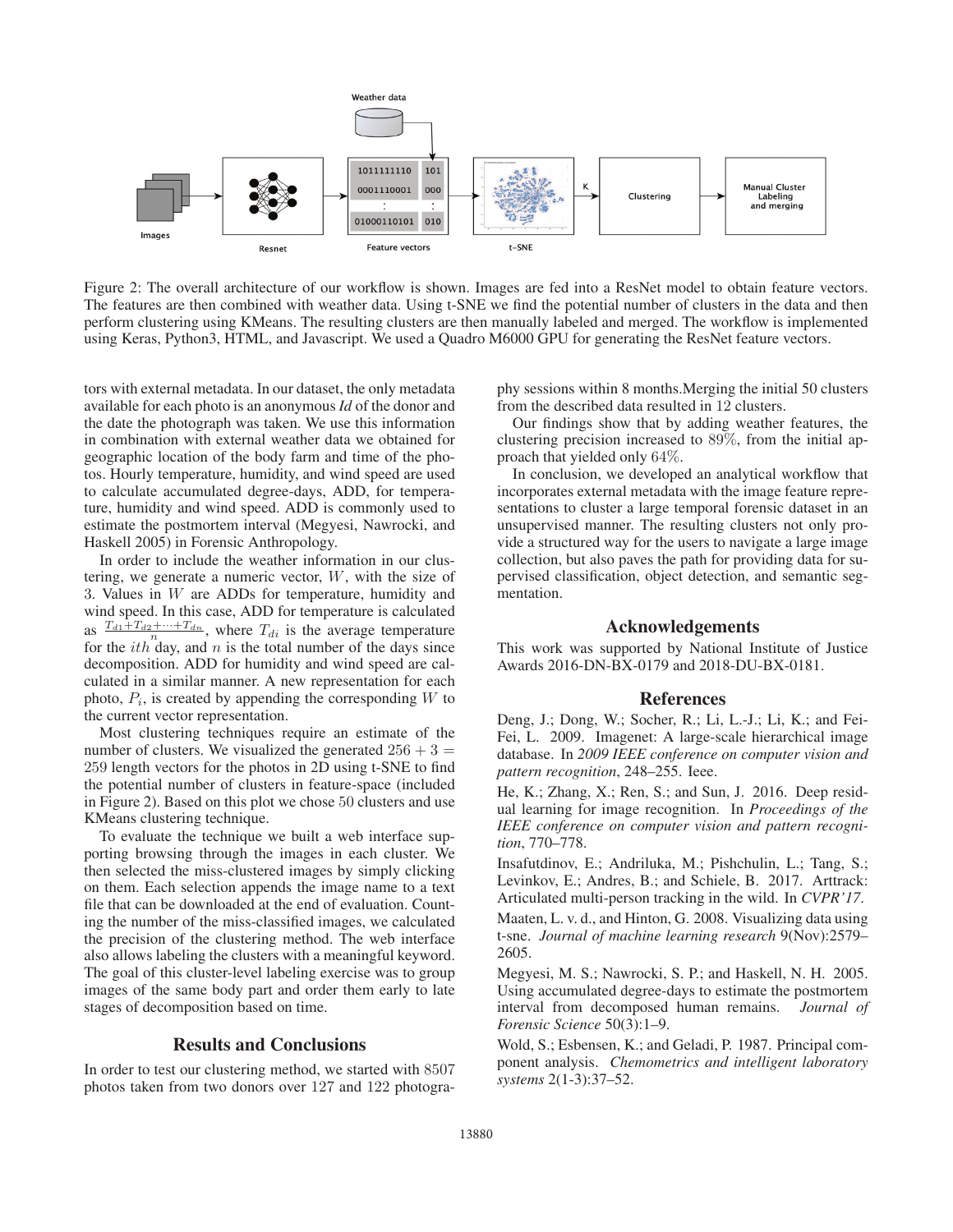Weather data

1011111110 101
0001110001 000
: :
01000110101 010

Images
Resnet
Feature vectors
t-SNE
K
Clustering
Manual Cluster Labeling and merging

Figure 2: The overall architecture of our workflow is shown. Images are fed into a ResNet model to obtain feature vectors. The features are then combined with weather data. Using t-SNE we find the potential number of clusters in the data and then perform clustering using KMeans. The resulting clusters are then manually labeled and merged. The workflow is implemented using Keras, Python3, HTML, and Javascript. We used a Quadro M6000 GPU for generating the ResNet feature vectors.

tors with external metadata. In our dataset, the only metadata available for each photo is an anonymous *Id* of the donor and the date the photograph was taken. We use this information in combination with external weather data we obtained for geographic location of the body farm and time of the photos. Hourly temperature, humidity, and wind speed are used to calculate accumulated degree-days, ADD, for temperature, humidity and wind speed. ADD is commonly used to estimate the postmortem interval (Megyesi, Nawrocki, and Haskell 2005) in Forensic Anthropology.

In order to include the weather information in our clustering, we generate a numeric vector, $W$, with the size of 3. Values in $W$ are ADDs for temperature, humidity and wind speed. In this case, ADD for temperature is calculated as $\frac{T_{d1}+T_{d2}+\cdots+T_{dn}}{n}$, where $T_{di}$ is the average temperature for the $ith$ day, and $n$ is the total number of the days since decomposition. ADD for humidity and wind speed are calculated in a similar manner. A new representation for each photo, $P_i$, is created by appending the corresponding $W$ to the current vector representation.

Most clustering techniques require an estimate of the number of clusters. We visualized the generated $256 + 3 = 259$ length vectors for the photos in 2D using t-SNE to find the potential number of clusters in feature-space (included in Figure 2). Based on this plot we chose $50$ clusters and use KMeans clustering technique.

To evaluate the technique we built a web interface supporting browsing through the images in each cluster. We then selected the miss-clustered images by simply clicking on them. Each selection appends the image name to a text file that can be downloaded at the end of evaluation. Counting the number of the miss-classified images, we calculated the precision of the clustering method. The web interface also allows labeling the clusters with a meaningful keyword. The goal of this cluster-level labeling exercise was to group images of the same body part and order them early to late stages of decomposition based on time.

## Results and Conclusions

In order to test our clustering method, we started with $8507$ photos taken from two donors over $127$ and $122$ photography sessions within 8 months.Merging the initial 50 clusters from the described data resulted in $12$ clusters.

Our findings show that by adding weather features, the clustering precision increased to $89\%$, from the initial approach that yielded only $64\%$.

In conclusion, we developed an analytical workflow that incorporates external metadata with the image feature representations to cluster a large temporal forensic dataset in an unsupervised manner. The resulting clusters not only provide a structured way for the users to navigate a large image collection, but also paves the path for providing data for supervised classification, object detection, and semantic segmentation.

## Acknowledgements

This work was supported by National Institute of Justice Awards 2016-DN-BX-0179 and 2018-DU-BX-0181.

## References

Deng, J.; Dong, W.; Socher, R.; Li, L.-J.; Li, K.; and Fei-Fei, L. 2009. Imagenet: A large-scale hierarchical image database. In *2009 IEEE conference on computer vision and pattern recognition*, 248–255. Ieee.

He, K.; Zhang, X.; Ren, S.; and Sun, J. 2016. Deep residual learning for image recognition. In *Proceedings of the IEEE conference on computer vision and pattern recognition*, 770–778.

Insafutdinov, E.; Andriluka, M.; Pishchulin, L.; Tang, S.; Levinkov, E.; Andres, B.; and Schiele, B. 2017. Arttrack: Articulated multi-person tracking in the wild. In *CVPR'17*.

Maaten, L. v. d., and Hinton, G. 2008. Visualizing data using t-sne. *Journal of machine learning research* 9(Nov):2579–2605.

Megyesi, M. S.; Nawrocki, S. P.; and Haskell, N. H. 2005. Using accumulated degree-days to estimate the postmortem interval from decomposed human remains. *Journal of Forensic Science* 50(3):1–9.

Wold, S.; Esbensen, K.; and Geladi, P. 1987. Principal component analysis. *Chemometrics and intelligent laboratory systems* 2(1-3):37–52.